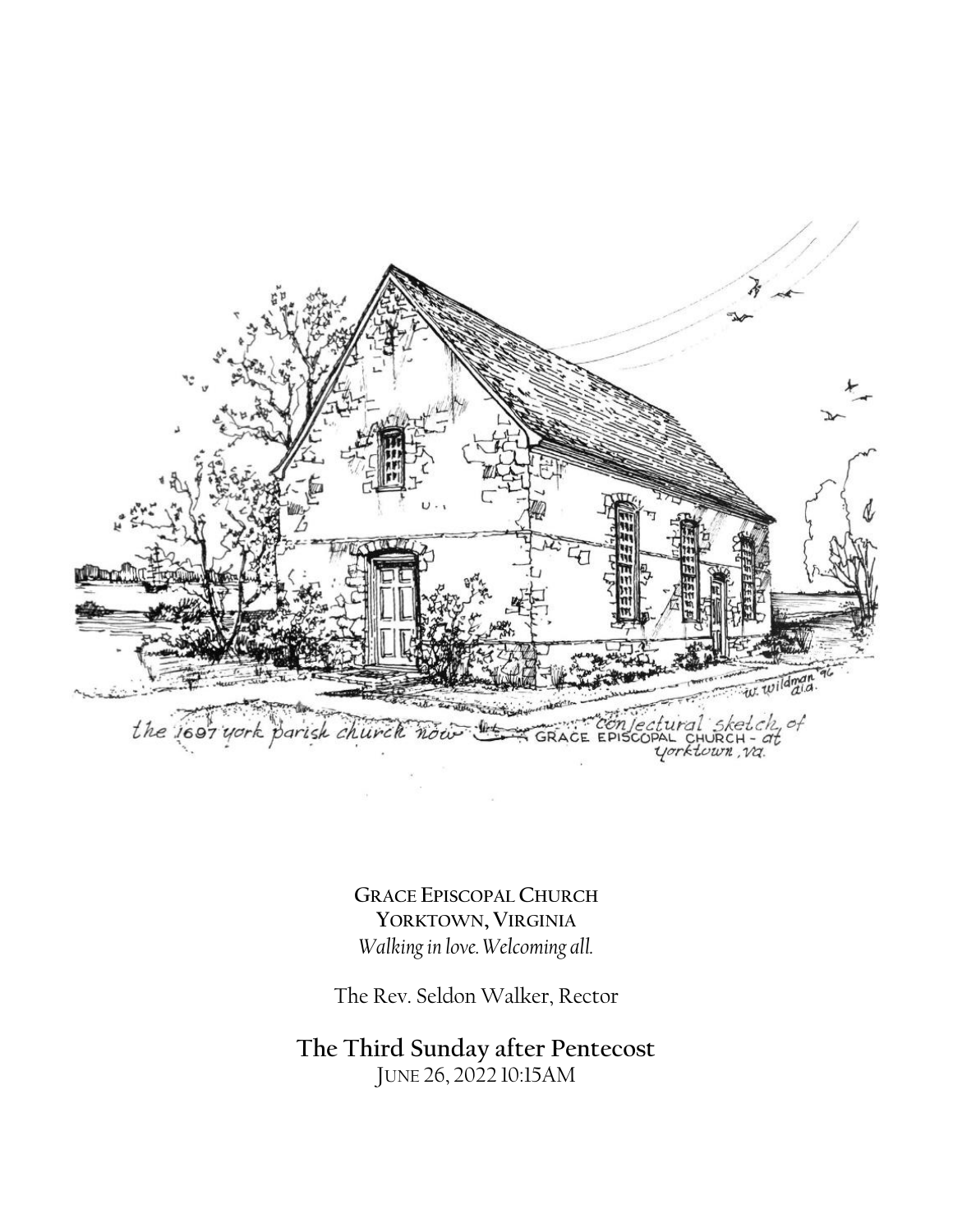**GRACE EPISCOPAL CHURCH**
**YORKTOWN, VIRGINIA**
*Walking in love. Welcoming all.*

The Rev. Seldon Walker, Rector

## The Third Sunday after Pentecost

JUNE 26, 2022 10:15AM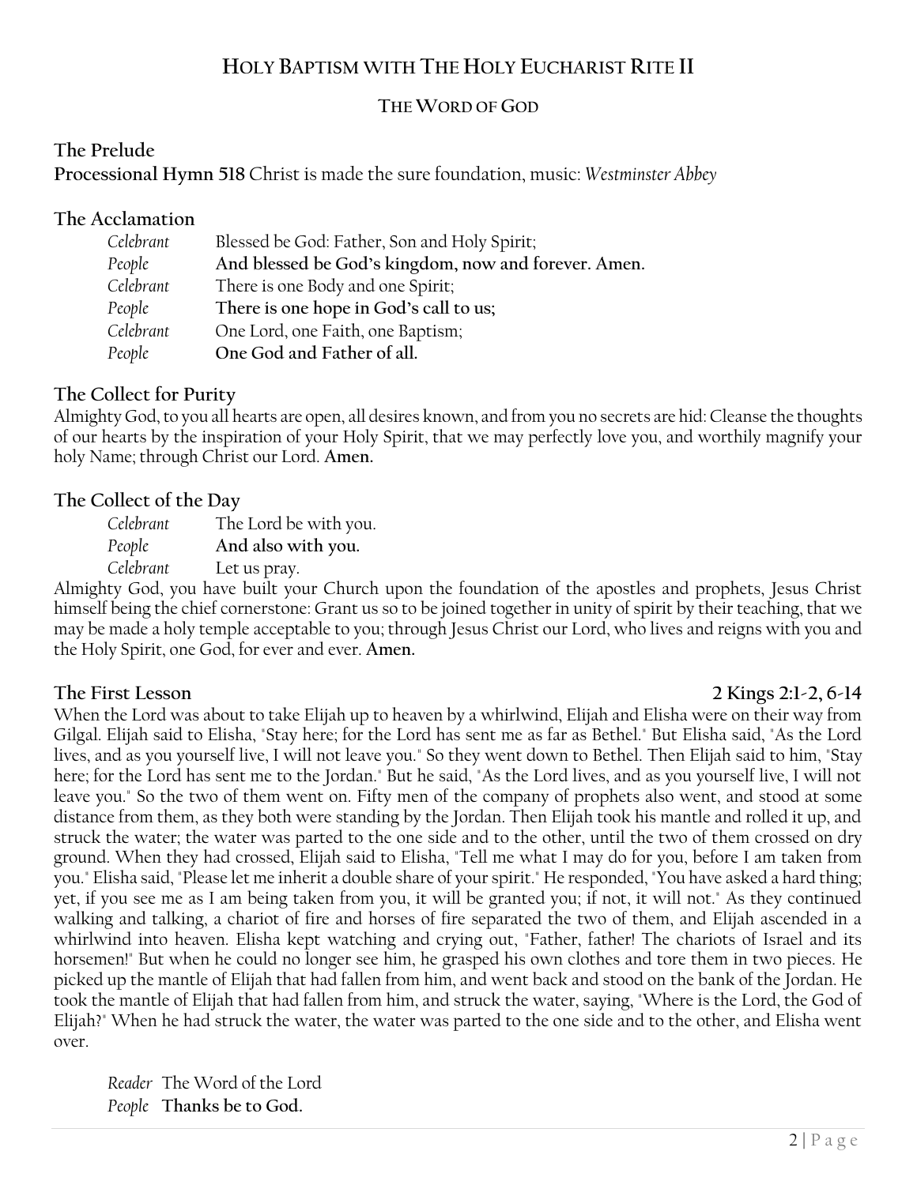# HOLY BAPTISM WITH THE HOLY EUCHARIST RITE II

## THE WORD OF GOD

**The Prelude**

**Processional Hymn 518** Christ is made the sure foundation, music: *Westminster Abbey*

**The Acclamation**

*Celebrant* Blessed be God: Father, Son and Holy Spirit;
*People* **And blessed be God's kingdom, now and forever. Amen.**
*Celebrant* There is one Body and one Spirit;
*People* **There is one hope in God's call to us;**
*Celebrant* One Lord, one Faith, one Baptism;
*People* **One God and Father of all.**

**The Collect for Purity**

Almighty God, to you all hearts are open, all desires known, and from you no secrets are hid: Cleanse the thoughts of our hearts by the inspiration of your Holy Spirit, that we may perfectly love you, and worthily magnify your holy Name; through Christ our Lord. **Amen.**

**The Collect of the Day**

*Celebrant* The Lord be with you.
*People* **And also with you.**
*Celebrant* Let us pray.

Almighty God, you have built your Church upon the foundation of the apostles and prophets, Jesus Christ himself being the chief cornerstone: Grant us so to be joined together in unity of spirit by their teaching, that we may be made a holy temple acceptable to you; through Jesus Christ our Lord, who lives and reigns with you and the Holy Spirit, one God, for ever and ever. **Amen.**

**The First Lesson** **2 Kings 2:1-2, 6-14**

When the Lord was about to take Elijah up to heaven by a whirlwind, Elijah and Elisha were on their way from Gilgal. Elijah said to Elisha, "Stay here; for the Lord has sent me as far as Bethel." But Elisha said, "As the Lord lives, and as you yourself live, I will not leave you." So they went down to Bethel. Then Elijah said to him, "Stay here; for the Lord has sent me to the Jordan." But he said, "As the Lord lives, and as you yourself live, I will not leave you." So the two of them went on. Fifty men of the company of prophets also went, and stood at some distance from them, as they both were standing by the Jordan. Then Elijah took his mantle and rolled it up, and struck the water; the water was parted to the one side and to the other, until the two of them crossed on dry ground. When they had crossed, Elijah said to Elisha, "Tell me what I may do for you, before I am taken from you." Elisha said, "Please let me inherit a double share of your spirit." He responded, "You have asked a hard thing; yet, if you see me as I am being taken from you, it will be granted you; if not, it will not." As they continued walking and talking, a chariot of fire and horses of fire separated the two of them, and Elijah ascended in a whirlwind into heaven. Elisha kept watching and crying out, "Father, father! The chariots of Israel and its horsemen!" But when he could no longer see him, he grasped his own clothes and tore them in two pieces. He picked up the mantle of Elijah that had fallen from him, and went back and stood on the bank of the Jordan. He took the mantle of Elijah that had fallen from him, and struck the water, saying, "Where is the Lord, the God of Elijah?" When he had struck the water, the water was parted to the one side and to the other, and Elisha went over.

*Reader* The Word of the Lord
*People* **Thanks be to God.**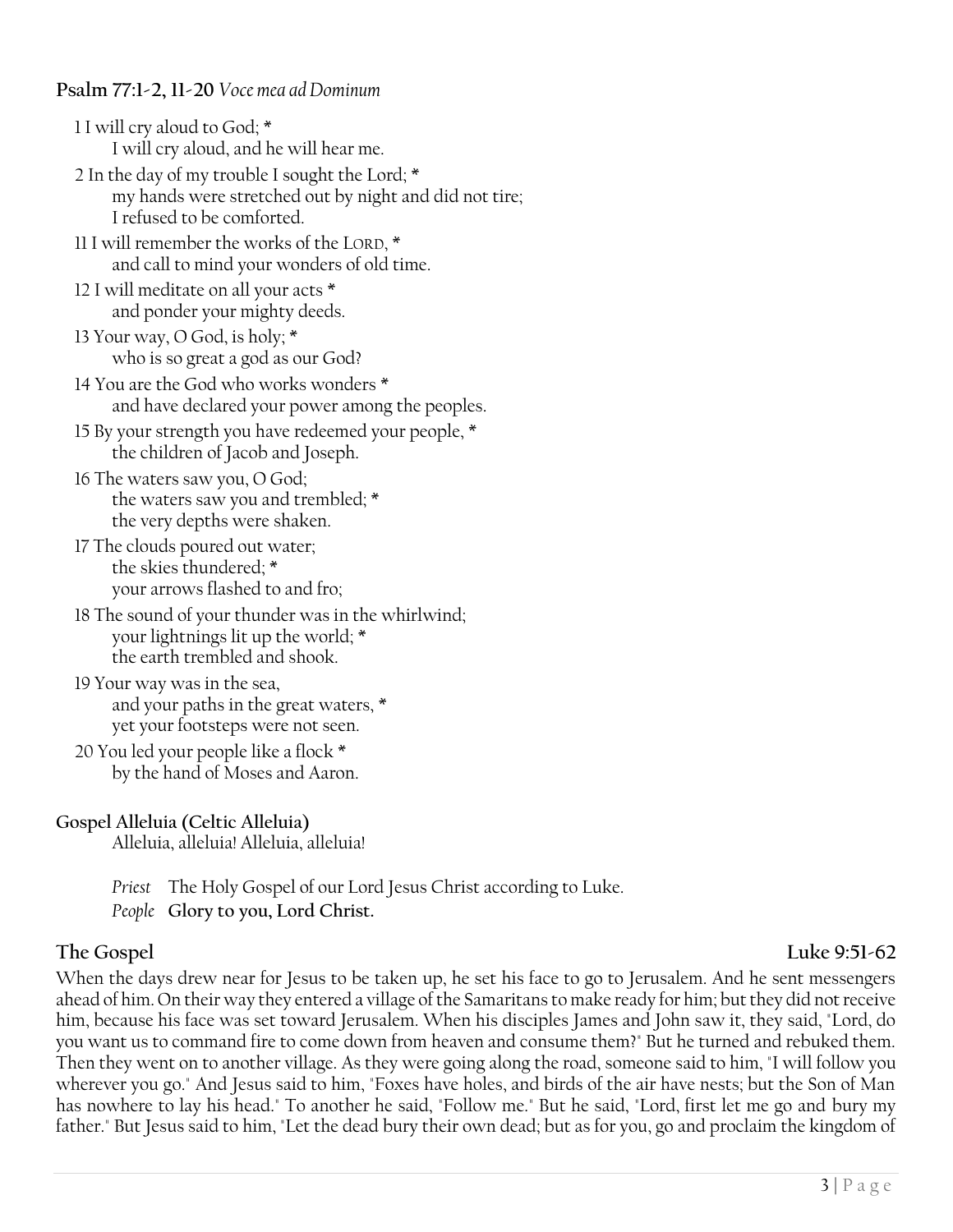**Psalm 77:1-2, 11-20** *Voce mea ad Dominum*

1 I will cry aloud to God; *
  I will cry aloud, and he will hear me.

2 In the day of my trouble I sought the Lord; *
  my hands were stretched out by night and did not tire;
  I refused to be comforted.

11 I will remember the works of the LORD, *
  and call to mind your wonders of old time.

12 I will meditate on all your acts *
  and ponder your mighty deeds.

13 Your way, O God, is holy; *
  who is so great a god as our God?

14 You are the God who works wonders *
  and have declared your power among the peoples.

15 By your strength you have redeemed your people, *
  the children of Jacob and Joseph.

16 The waters saw you, O God;
  the waters saw you and trembled; *
  the very depths were shaken.

17 The clouds poured out water;
  the skies thundered; *
  your arrows flashed to and fro;

18 The sound of your thunder was in the whirlwind;
  your lightnings lit up the world; *
  the earth trembled and shook.

19 Your way was in the sea,
  and your paths in the great waters, *
  yet your footsteps were not seen.

20 You led your people like a flock *
  by the hand of Moses and Aaron.

**Gospel Alleluia (Celtic Alleluia)**

Alleluia, alleluia! Alleluia, alleluia!

*Priest* The Holy Gospel of our Lord Jesus Christ according to Luke.
*People* **Glory to you, Lord Christ.**

**The Gospel** **Luke 9:51-62**

When the days drew near for Jesus to be taken up, he set his face to go to Jerusalem. And he sent messengers ahead of him. On their way they entered a village of the Samaritans to make ready for him; but they did not receive him, because his face was set toward Jerusalem. When his disciples James and John saw it, they said, "Lord, do you want us to command fire to come down from heaven and consume them?" But he turned and rebuked them. Then they went on to another village. As they were going along the road, someone said to him, "I will follow you wherever you go." And Jesus said to him, "Foxes have holes, and birds of the air have nests; but the Son of Man has nowhere to lay his head." To another he said, "Follow me." But he said, "Lord, first let me go and bury my father." But Jesus said to him, "Let the dead bury their own dead; but as for you, go and proclaim the kingdom of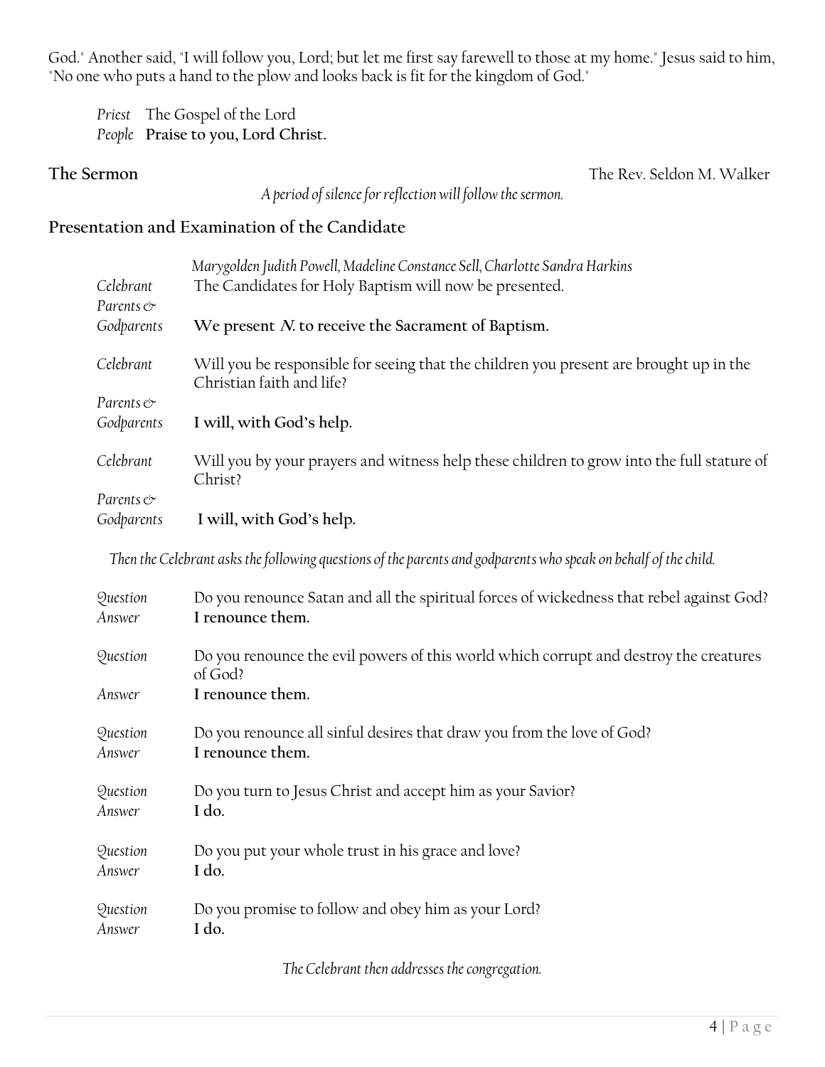God." Another said, "I will follow you, Lord; but let me first say farewell to those at my home." Jesus said to him, "No one who puts a hand to the plow and looks back is fit for the kingdom of God."

*Priest* The Gospel of the Lord
*People* **Praise to you, Lord Christ.**

**The Sermon** The Rev. Seldon M. Walker

*A period of silence for reflection will follow the sermon.*

## Presentation and Examination of the Candidate

*Marygolden Judith Powell, Madeline Constance Sell, Charlotte Sandra Harkins*

*Celebrant* The Candidates for Holy Baptism will now be presented.

*Parents & Godparents* **We present *N.* to receive the Sacrament of Baptism.**

*Celebrant* Will you be responsible for seeing that the children you present are brought up in the Christian faith and life?

*Parents & Godparents* **I will, with God's help.**

*Celebrant* Will you by your prayers and witness help these children to grow into the full stature of Christ?

*Parents & Godparents* **I will, with God's help.**

*Then the Celebrant asks the following questions of the parents and godparents who speak on behalf of the child.*

*Question* Do you renounce Satan and all the spiritual forces of wickedness that rebel against God?
*Answer* **I renounce them.**

*Question* Do you renounce the evil powers of this world which corrupt and destroy the creatures of God?
*Answer* **I renounce them.**

*Question* Do you renounce all sinful desires that draw you from the love of God?
*Answer* **I renounce them.**

*Question* Do you turn to Jesus Christ and accept him as your Savior?
*Answer* **I do.**

*Question* Do you put your whole trust in his grace and love?
*Answer* **I do.**

*Question* Do you promise to follow and obey him as your Lord?
*Answer* **I do.**

*The Celebrant then addresses the congregation.*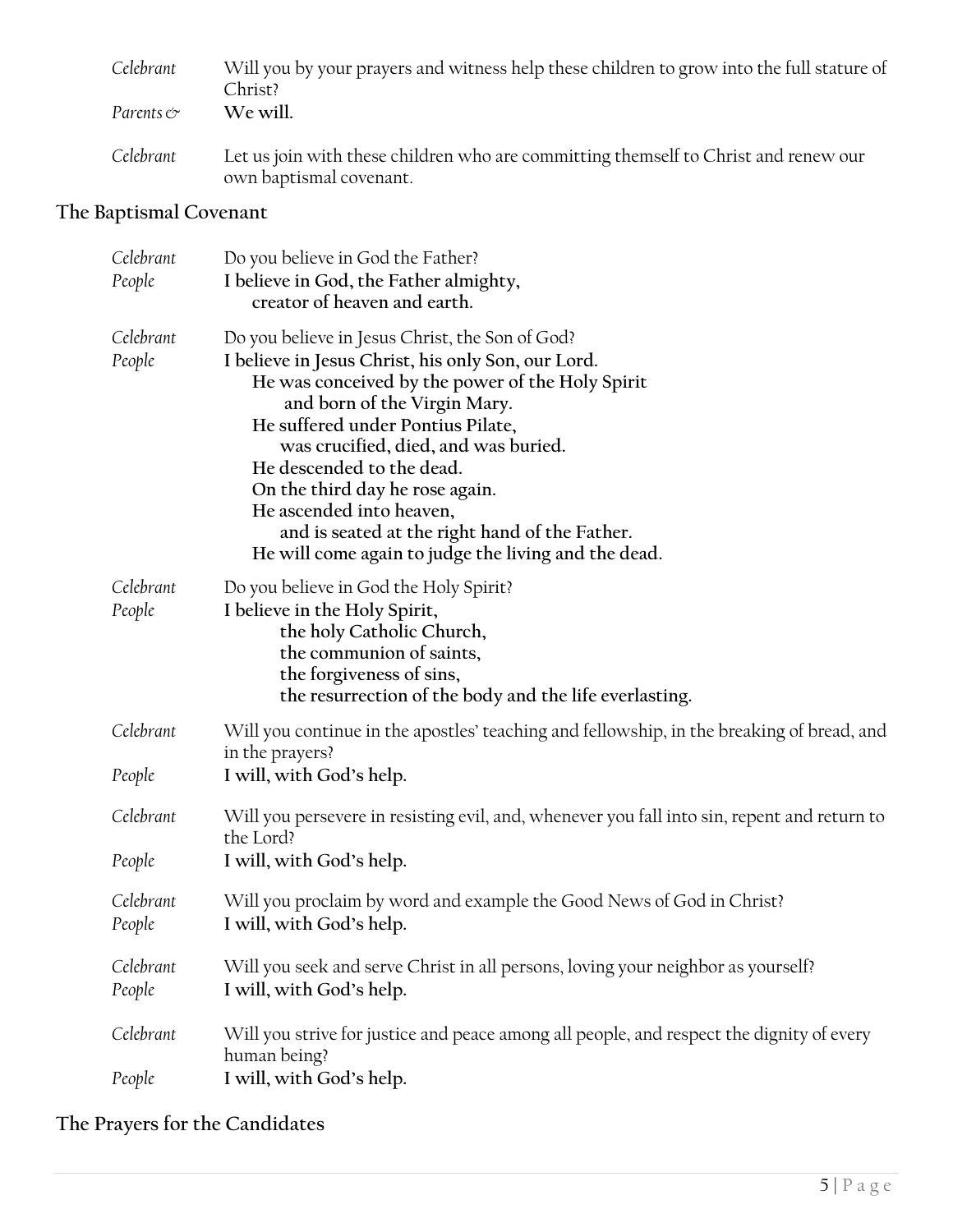*Celebrant* Will you by your prayers and witness help these children to grow into the full stature of Christ?

*Parents &* **We will.**

*Celebrant* Let us join with these children who are committing themself to Christ and renew our own baptismal covenant.

## The Baptismal Covenant

*Celebrant* Do you believe in God the Father?

*People* **I believe in God, the Father almighty,**
**creator of heaven and earth.**

*Celebrant* Do you believe in Jesus Christ, the Son of God?

*People* **I believe in Jesus Christ, his only Son, our Lord.**
**He was conceived by the power of the Holy Spirit**
**and born of the Virgin Mary.**
**He suffered under Pontius Pilate,**
**was crucified, died, and was buried.**
**He descended to the dead.**
**On the third day he rose again.**
**He ascended into heaven,**
**and is seated at the right hand of the Father.**
**He will come again to judge the living and the dead.**

*Celebrant* Do you believe in God the Holy Spirit?

*People* **I believe in the Holy Spirit,**
**the holy Catholic Church,**
**the communion of saints,**
**the forgiveness of sins,**
**the resurrection of the body and the life everlasting.**

*Celebrant* Will you continue in the apostles' teaching and fellowship, in the breaking of bread, and in the prayers?

*People* **I will, with God's help.**

*Celebrant* Will you persevere in resisting evil, and, whenever you fall into sin, repent and return to the Lord?

*People* **I will, with God's help.**

*Celebrant* Will you proclaim by word and example the Good News of God in Christ?

*People* **I will, with God's help.**

*Celebrant* Will you seek and serve Christ in all persons, loving your neighbor as yourself?

*People* **I will, with God's help.**

*Celebrant* Will you strive for justice and peace among all people, and respect the dignity of every human being?

*People* **I will, with God's help.**

## The Prayers for the Candidates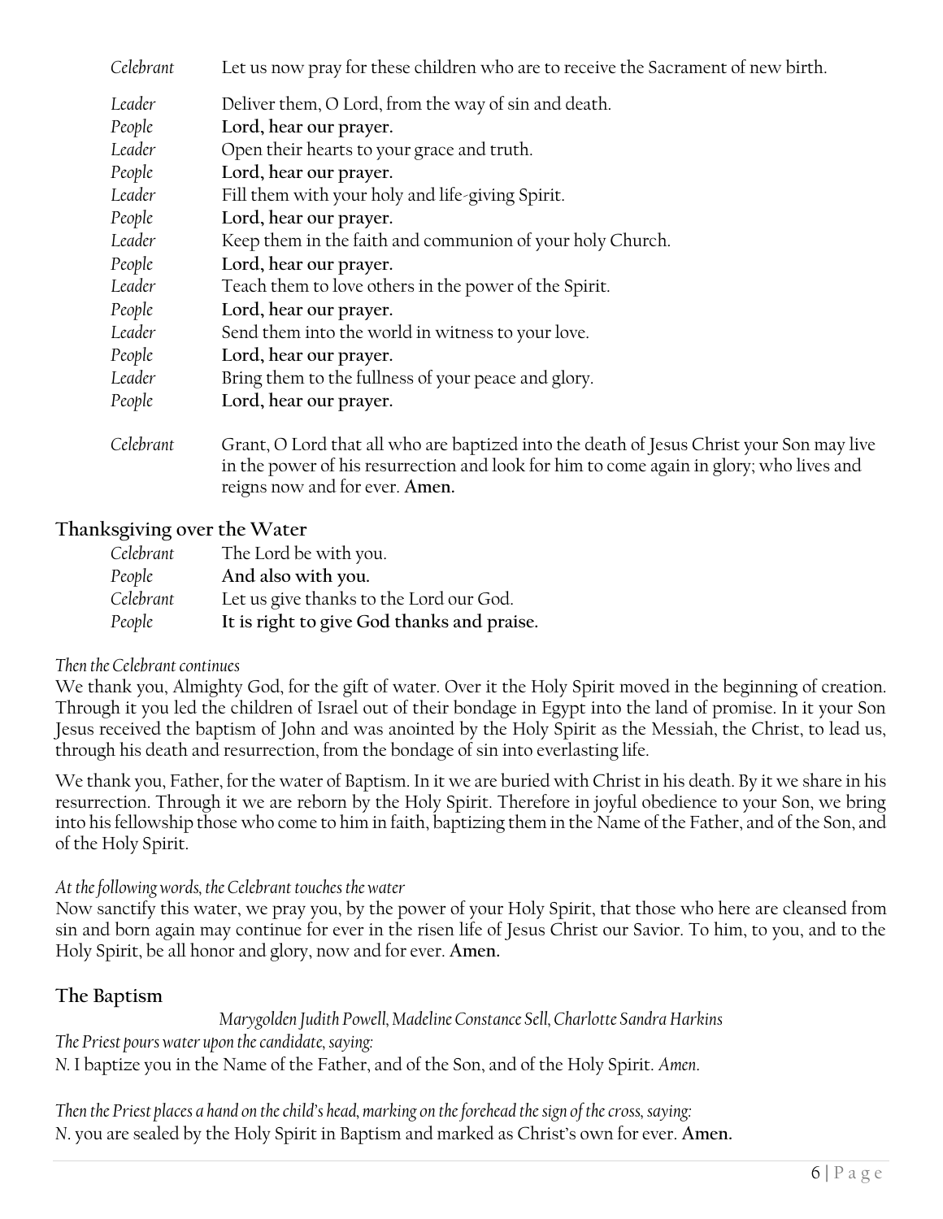*Celebrant* Let us now pray for these children who are to receive the Sacrament of new birth.

*Leader* Deliver them, O Lord, from the way of sin and death.
*People* **Lord, hear our prayer.**
*Leader* Open their hearts to your grace and truth.
*People* **Lord, hear our prayer.**
*Leader* Fill them with your holy and life-giving Spirit.
*People* **Lord, hear our prayer.**
*Leader* Keep them in the faith and communion of your holy Church.
*People* **Lord, hear our prayer.**
*Leader* Teach them to love others in the power of the Spirit.
*People* **Lord, hear our prayer.**
*Leader* Send them into the world in witness to your love.
*People* **Lord, hear our prayer.**
*Leader* Bring them to the fullness of your peace and glory.
*People* **Lord, hear our prayer.**

*Celebrant* Grant, O Lord that all who are baptized into the death of Jesus Christ your Son may live in the power of his resurrection and look for him to come again in glory; who lives and reigns now and for ever. **Amen.**

## Thanksgiving over the Water

*Celebrant* The Lord be with you.
*People* **And also with you.**
*Celebrant* Let us give thanks to the Lord our God.
*People* **It is right to give God thanks and praise.**

*Then the Celebrant continues*
We thank you, Almighty God, for the gift of water. Over it the Holy Spirit moved in the beginning of creation. Through it you led the children of Israel out of their bondage in Egypt into the land of promise. In it your Son Jesus received the baptism of John and was anointed by the Holy Spirit as the Messiah, the Christ, to lead us, through his death and resurrection, from the bondage of sin into everlasting life.

We thank you, Father, for the water of Baptism. In it we are buried with Christ in his death. By it we share in his resurrection. Through it we are reborn by the Holy Spirit. Therefore in joyful obedience to your Son, we bring into his fellowship those who come to him in faith, baptizing them in the Name of the Father, and of the Son, and of the Holy Spirit.

*At the following words, the Celebrant touches the water*
Now sanctify this water, we pray you, by the power of your Holy Spirit, that those who here are cleansed from sin and born again may continue for ever in the risen life of Jesus Christ our Savior. To him, to you, and to the Holy Spirit, be all honor and glory, now and for ever. **Amen.**

## The Baptism

*Marygolden Judith Powell, Madeline Constance Sell, Charlotte Sandra Harkins*

*The Priest pours water upon the candidate, saying:*
*N.* I baptize you in the Name of the Father, and of the Son, and of the Holy Spirit. *Amen.*

*Then the Priest places a hand on the child's head, marking on the forehead the sign of the cross, saying:*
*N.* you are sealed by the Holy Spirit in Baptism and marked as Christ's own for ever. **Amen.**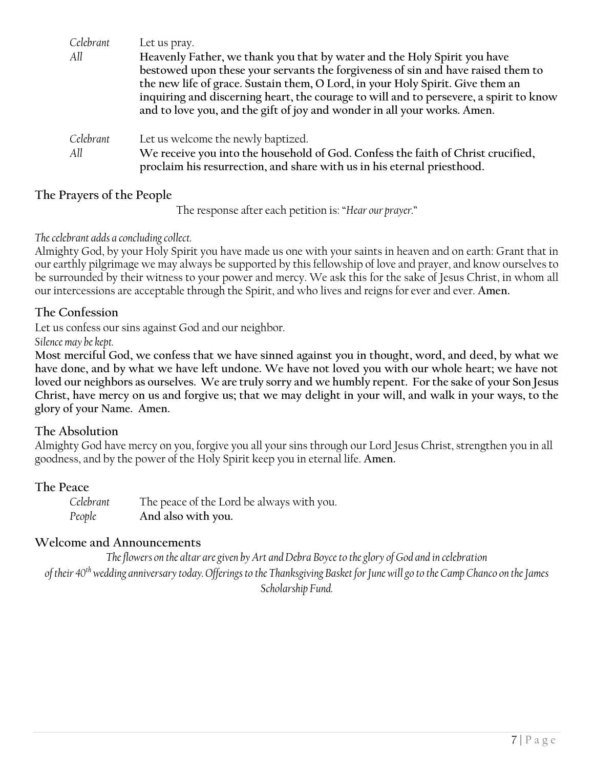*Celebrant* Let us pray.

*All* **Heavenly Father, we thank you that by water and the Holy Spirit you have bestowed upon these your servants the forgiveness of sin and have raised them to the new life of grace. Sustain them, O Lord, in your Holy Spirit. Give them an inquiring and discerning heart, the courage to will and to persevere, a spirit to know and to love you, and the gift of joy and wonder in all your works. Amen.**

*Celebrant* Let us welcome the newly baptized.

*All* **We receive you into the household of God. Confess the faith of Christ crucified, proclaim his resurrection, and share with us in his eternal priesthood.**

## The Prayers of the People

The response after each petition is: "*Hear our prayer.*"

*The celebrant adds a concluding collect.*

Almighty God, by your Holy Spirit you have made us one with your saints in heaven and on earth: Grant that in our earthly pilgrimage we may always be supported by this fellowship of love and prayer, and know ourselves to be surrounded by their witness to your power and mercy. We ask this for the sake of Jesus Christ, in whom all our intercessions are acceptable through the Spirit, and who lives and reigns for ever and ever. **Amen.**

## The Confession

Let us confess our sins against God and our neighbor.

*Silence may be kept.*

**Most merciful God, we confess that we have sinned against you in thought, word, and deed, by what we have done, and by what we have left undone. We have not loved you with our whole heart; we have not loved our neighbors as ourselves. We are truly sorry and we humbly repent. For the sake of your Son Jesus Christ, have mercy on us and forgive us; that we may delight in your will, and walk in your ways, to the glory of your Name. Amen.**

## The Absolution

Almighty God have mercy on you, forgive you all your sins through our Lord Jesus Christ, strengthen you in all goodness, and by the power of the Holy Spirit keep you in eternal life. **Amen.**

## The Peace

*Celebrant* The peace of the Lord be always with you.

*People* **And also with you.**

## Welcome and Announcements

*The flowers on the altar are given by Art and Debra Boyce to the glory of God and in celebration of their 40th wedding anniversary today. Offerings to the Thanksgiving Basket for June will go to the Camp Chanco on the James Scholarship Fund.*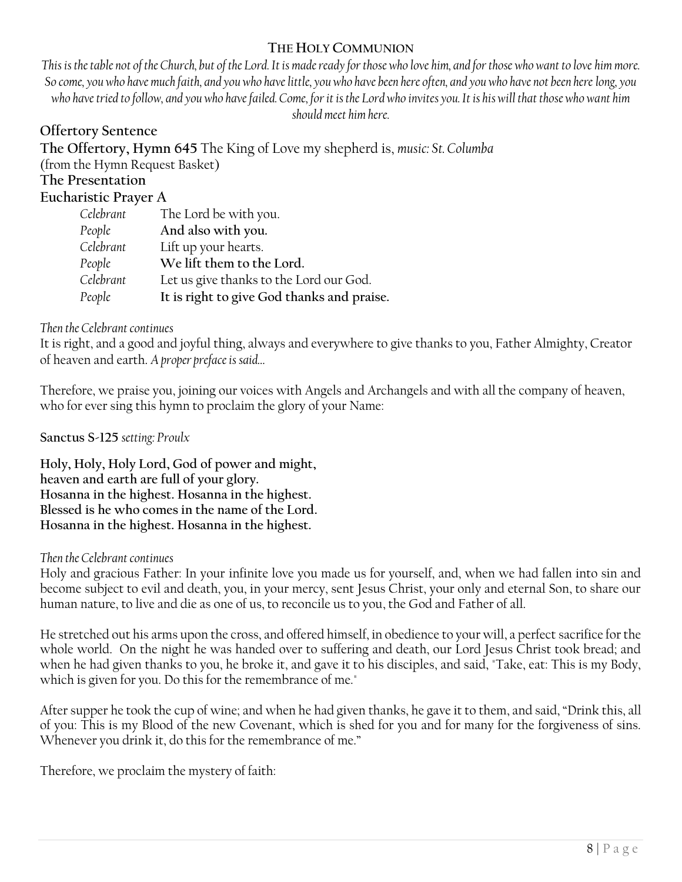## THE HOLY COMMUNION

*This is the table not of the Church, but of the Lord. It is made ready for those who love him, and for those who want to love him more. So come, you who have much faith, and you who have little, you who have been here often, and you who have not been here long, you who have tried to follow, and you who have failed. Come, for it is the Lord who invites you. It is his will that those who want him should meet him here.*

**Offertory Sentence**

**The Offertory, Hymn 645** The King of Love my shepherd is, *music: St. Columba*
(from the Hymn Request Basket)

**The Presentation**

**Eucharistic Prayer A**

| | |
|---|---|
| *Celebrant* | The Lord be with you. |
| *People* | **And also with you.** |
| *Celebrant* | Lift up your hearts. |
| *People* | **We lift them to the Lord.** |
| *Celebrant* | Let us give thanks to the Lord our God. |
| *People* | **It is right to give God thanks and praise.** |

*Then the Celebrant continues*

It is right, and a good and joyful thing, always and everywhere to give thanks to you, Father Almighty, Creator of heaven and earth. *A proper preface is said…*

Therefore, we praise you, joining our voices with Angels and Archangels and with all the company of heaven, who for ever sing this hymn to proclaim the glory of your Name:

**Sanctus S-125** *setting: Proulx*

**Holy, Holy, Holy Lord, God of power and might,**
**heaven and earth are full of your glory.**
**Hosanna in the highest. Hosanna in the highest.**
**Blessed is he who comes in the name of the Lord.**
**Hosanna in the highest. Hosanna in the highest.**

*Then the Celebrant continues*

Holy and gracious Father: In your infinite love you made us for yourself, and, when we had fallen into sin and become subject to evil and death, you, in your mercy, sent Jesus Christ, your only and eternal Son, to share our human nature, to live and die as one of us, to reconcile us to you, the God and Father of all.

He stretched out his arms upon the cross, and offered himself, in obedience to your will, a perfect sacrifice for the whole world. On the night he was handed over to suffering and death, our Lord Jesus Christ took bread; and when he had given thanks to you, he broke it, and gave it to his disciples, and said, "Take, eat: This is my Body, which is given for you. Do this for the remembrance of me."

After supper he took the cup of wine; and when he had given thanks, he gave it to them, and said, "Drink this, all of you: This is my Blood of the new Covenant, which is shed for you and for many for the forgiveness of sins. Whenever you drink it, do this for the remembrance of me."

Therefore, we proclaim the mystery of faith: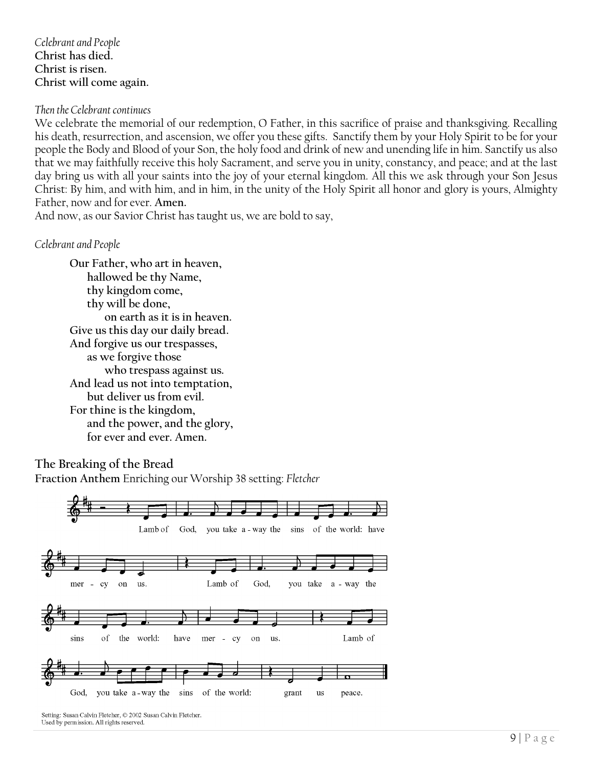*Celebrant and People*
**Christ has died.**
**Christ is risen.**
**Christ will come again.**

*Then the Celebrant continues*
We celebrate the memorial of our redemption, O Father, in this sacrifice of praise and thanksgiving. Recalling his death, resurrection, and ascension, we offer you these gifts. Sanctify them by your Holy Spirit to be for your people the Body and Blood of your Son, the holy food and drink of new and unending life in him. Sanctify us also that we may faithfully receive this holy Sacrament, and serve you in unity, constancy, and peace; and at the last day bring us with all your saints into the joy of your eternal kingdom. All this we ask through your Son Jesus Christ: By him, and with him, and in him, in the unity of the Holy Spirit all honor and glory is yours, Almighty Father, now and for ever. **Amen.**
And now, as our Savior Christ has taught us, we are bold to say,

*Celebrant and People*

**Our Father, who art in heaven,**
**hallowed be thy Name,**
**thy kingdom come,**
**thy will be done,**
**on earth as it is in heaven.**
**Give us this day our daily bread.**
**And forgive us our trespasses,**
**as we forgive those**
**who trespass against us.**
**And lead us not into temptation,**
**but deliver us from evil.**
**For thine is the kingdom,**
**and the power, and the glory,**
**for ever and ever. Amen.**

## The Breaking of the Bread

**Fraction Anthem** Enriching our Worship 38 setting: *Fletcher*

Lamb of God, you take a-way the sins of the world: have mer-cy on us. Lamb of God, you take a-way the sins of the world: have mer-cy on us. Lamb of God, you take a-way the sins of the world: grant us peace.

Setting: Susan Calvin Fletcher, © 2002 Susan Calvin Fletcher.
Used by permission. All rights reserved.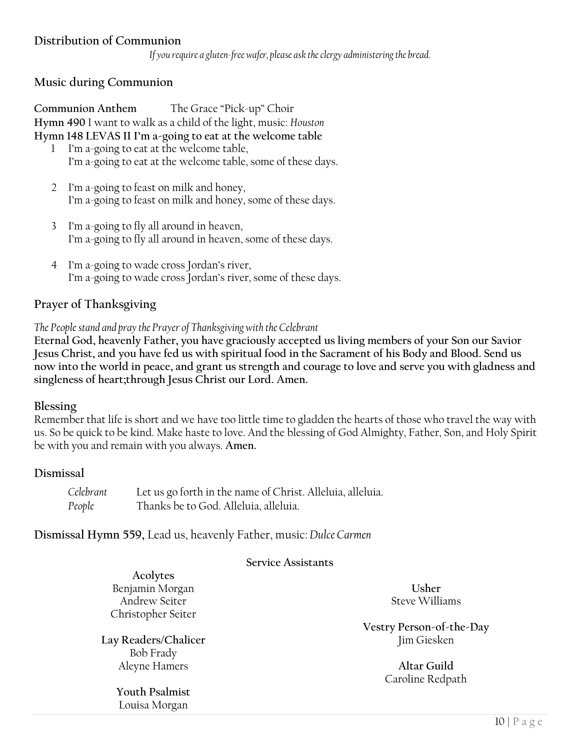## Distribution of Communion

*If you require a gluten-free wafer, please ask the clergy administering the bread.*

## Music during Communion

**Communion Anthem** The Grace "Pick-up" Choir

**Hymn 490** I want to walk as a child of the light, music: *Houston*

**Hymn 148 LEVAS II I'm a-going to eat at the welcome table**

1. I'm a-going to eat at the welcome table,
   I'm a-going to eat at the welcome table, some of these days.

2. I'm a-going to feast on milk and honey,
   I'm a-going to feast on milk and honey, some of these days.

3. I'm a-going to fly all around in heaven,
   I'm a-going to fly all around in heaven, some of these days.

4. I'm a-going to wade cross Jordan's river,
   I'm a-going to wade cross Jordan's river, some of these days.

## Prayer of Thanksgiving

*The People stand and pray the Prayer of Thanksgiving with the Celebrant*

**Eternal God, heavenly Father, you have graciously accepted us living members of your Son our Savior Jesus Christ, and you have fed us with spiritual food in the Sacrament of his Body and Blood. Send us now into the world in peace, and grant us strength and courage to love and serve you with gladness and singleness of heart;through Jesus Christ our Lord. Amen.**

## Blessing

Remember that life is short and we have too little time to gladden the hearts of those who travel the way with us. So be quick to be kind. Make haste to love. And the blessing of God Almighty, Father, Son, and Holy Spirit be with you and remain with you always. **Amen.**

## Dismissal

*Celebrant* Let us go forth in the name of Christ. Alleluia, alleluia.

*People* Thanks be to God. Alleluia, alleluia.

**Dismissal Hymn 559,** Lead us, heavenly Father, music: *Dulce Carmen*

**Service Assistants**

**Acolytes**
Benjamin Morgan
Andrew Seiter
Christopher Seiter

**Lay Readers/Chalicer**
Bob Frady
Aleyne Hamers

**Youth Psalmist**
Louisa Morgan

**Usher**
Steve Williams

**Vestry Person-of-the-Day**
Jim Giesken

**Altar Guild**
Caroline Redpath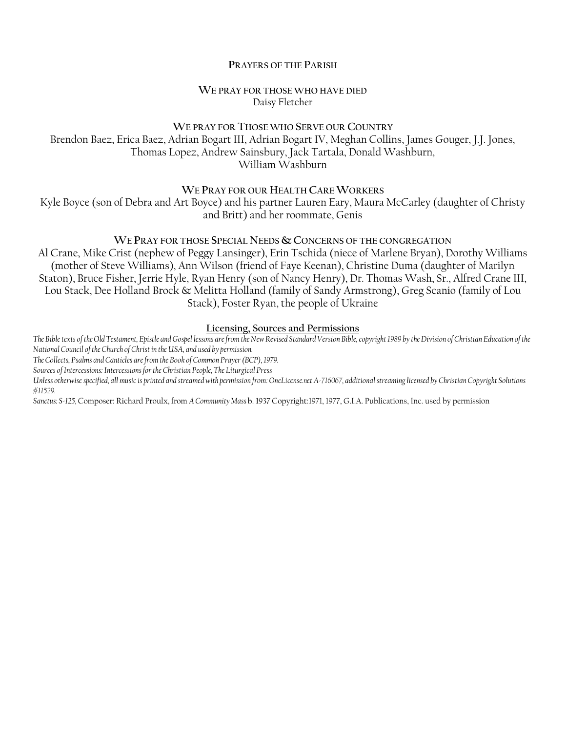## Prayers of the Parish

### We pray for those who have died

Daisy Fletcher

### We pray for Those who Serve our Country

Brendon Baez, Erica Baez, Adrian Bogart III, Adrian Bogart IV, Meghan Collins, James Gouger, J.J. Jones, Thomas Lopez, Andrew Sainsbury, Jack Tartala, Donald Washburn, William Washburn

### We Pray for our Health Care Workers

Kyle Boyce (son of Debra and Art Boyce) and his partner Lauren Eary, Maura McCarley (daughter of Christy and Britt) and her roommate, Genis

### We Pray for those Special Needs & Concerns of the congregation

Al Crane, Mike Crist (nephew of Peggy Lansinger), Erin Tschida (niece of Marlene Bryan), Dorothy Williams (mother of Steve Williams), Ann Wilson (friend of Faye Keenan), Christine Duma (daughter of Marilyn Staton), Bruce Fisher, Jerrie Hyle, Ryan Henry (son of Nancy Henry), Dr. Thomas Wash, Sr., Alfred Crane III, Lou Stack, Dee Holland Brock & Melitta Holland (family of Sandy Armstrong), Greg Scanio (family of Lou Stack), Foster Ryan, the people of Ukraine

### Licensing, Sources and Permissions

*The Bible texts of the Old Testament, Epistle and Gospel lessons are from the New Revised Standard Version Bible, copyright 1989 by the Division of Christian Education of the National Council of the Church of Christ in the USA, and used by permission.*

*The Collects, Psalms and Canticles are from the Book of Common Prayer (BCP), 1979.*

*Sources of Intercessions: Intercessions for the Christian People, The Liturgical Press*

*Unless otherwise specified, all music is printed and streamed with permission from: OneLicense.net A-716067, additional streaming licensed by Christian Copyright Solutions #11529.*

*Sanctus: S-125,* Composer: Richard Proulx, from *A Community Mass* b. 1937 Copyright:1971, 1977, G.I.A. Publications, Inc. used by permission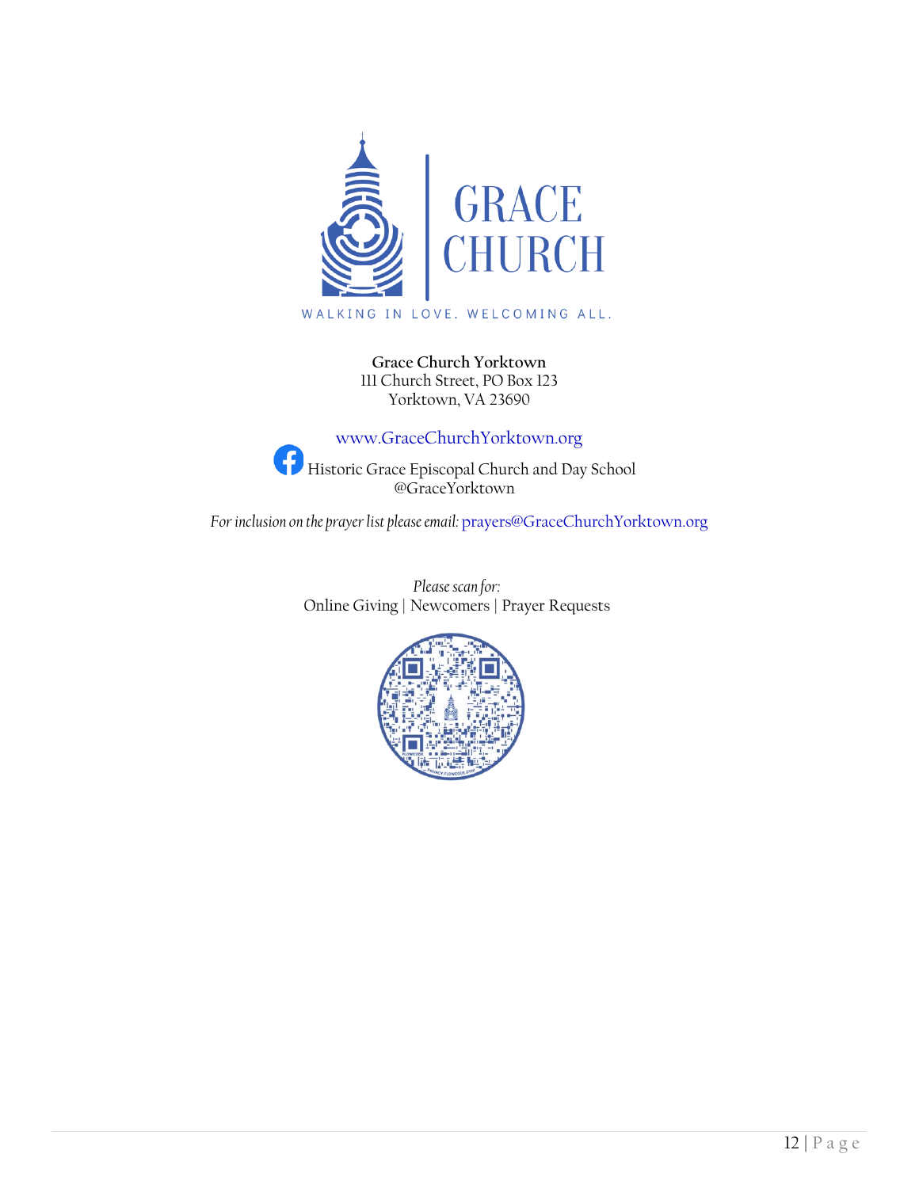GRACE CHURCH

WALKING IN LOVE. WELCOMING ALL.

**Grace Church Yorktown**
111 Church Street, PO Box 123
Yorktown, VA 23690

www.GraceChurchYorktown.org

Historic Grace Episcopal Church and Day School
@GraceYorktown

*For inclusion on the prayer list please email:* prayers@GraceChurchYorktown.org

*Please scan for:*
Online Giving | Newcomers | Prayer Requests